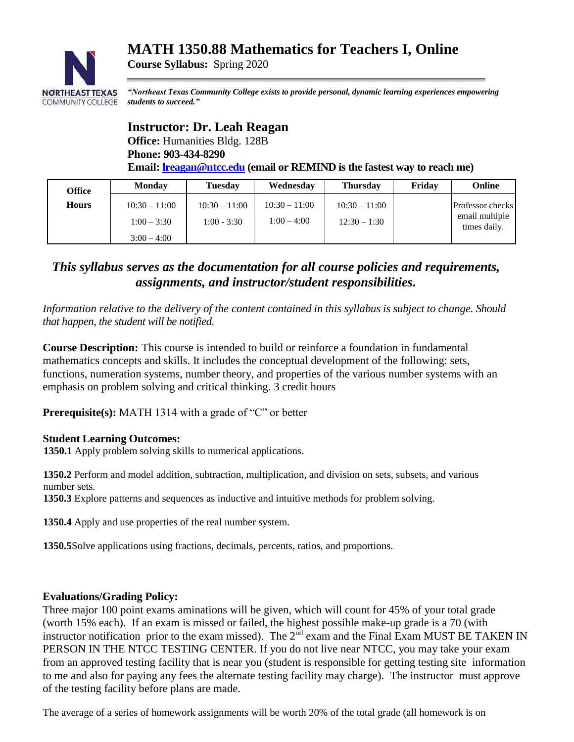# MATH 1350.88 Mathematics for Teachers I, Online

**Course Syllabus:** Spring 2020

***"Northeast Texas Community College exists to provide personal, dynamic learning experiences empowering students to succeed."***

## Instructor: Dr. Leah Reagan

**Office:** Humanities Bldg. 128B
**Phone: 903-434-8290**
**Email: lreagan@ntcc.edu (email or REMIND is the fastest way to reach me)**

| Office Hours | Monday | Tuesday | Wednesday | Thursday | Friday | Online |
|---|---|---|---|---|---|---|
| | 10:30 – 11:00<br>1:00 – 3:30<br>3:00 – 4:00 | 10:30 – 11:00<br>1:00 - 3:30 | 10:30 – 11:00<br>1:00 – 4:00 | 10:30 – 11:00<br>12:30 – 1:30 | | Professor checks email multiple times daily. |

### *This syllabus serves as the documentation for all course policies and requirements, assignments, and instructor/student responsibilities.*

*Information relative to the delivery of the content contained in this syllabus is subject to change. Should that happen, the student will be notified.*

**Course Description:** This course is intended to build or reinforce a foundation in fundamental mathematics concepts and skills. It includes the conceptual development of the following: sets, functions, numeration systems, number theory, and properties of the various number systems with an emphasis on problem solving and critical thinking. 3 credit hours

**Prerequisite(s):** MATH 1314 with a grade of "C" or better

**Student Learning Outcomes:**

**1350.1** Apply problem solving skills to numerical applications.

**1350.2** Perform and model addition, subtraction, multiplication, and division on sets, subsets, and various number sets.

**1350.3** Explore patterns and sequences as inductive and intuitive methods for problem solving.

**1350.4** Apply and use properties of the real number system.

**1350.5**Solve applications using fractions, decimals, percents, ratios, and proportions.

**Evaluations/Grading Policy:**

Three major 100 point exams aminations will be given, which will count for 45% of your total grade (worth 15% each). If an exam is missed or failed, the highest possible make-up grade is a 70 (with instructor notification prior to the exam missed). The 2nd exam and the Final Exam MUST BE TAKEN IN PERSON IN THE NTCC TESTING CENTER. If you do not live near NTCC, you may take your exam from an approved testing facility that is near you (student is responsible for getting testing site information to me and also for paying any fees the alternate testing facility may charge). The instructor must approve of the testing facility before plans are made.

The average of a series of homework assignments will be worth 20% of the total grade (all homework is on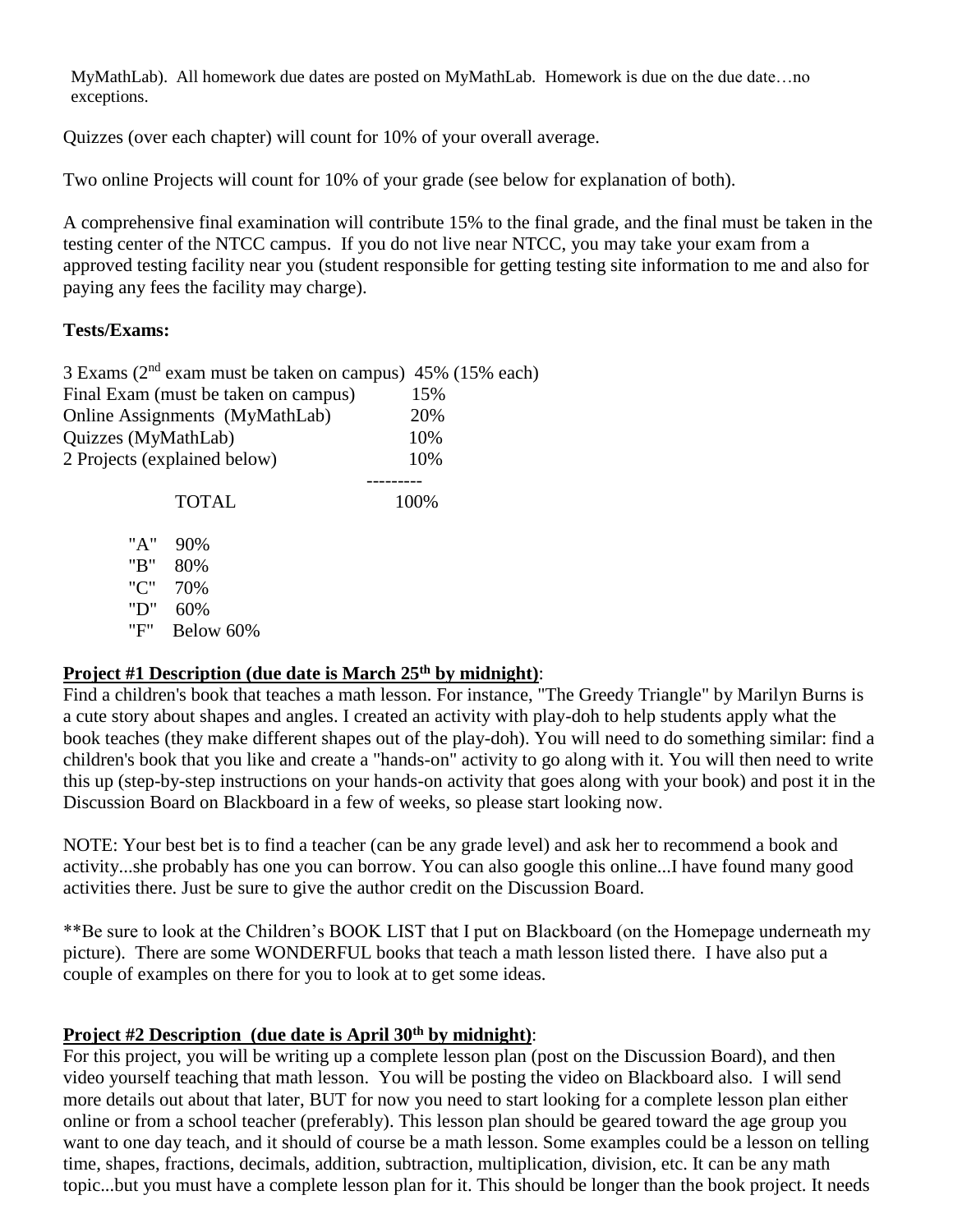MyMathLab). All homework due dates are posted on MyMathLab. Homework is due on the due date…no exceptions.

Quizzes (over each chapter) will count for 10% of your overall average.

Two online Projects will count for 10% of your grade (see below for explanation of both).

A comprehensive final examination will contribute 15% to the final grade, and the final must be taken in the testing center of the NTCC campus. If you do not live near NTCC, you may take your exam from a approved testing facility near you (student responsible for getting testing site information to me and also for paying any fees the facility may charge).

**Tests/Exames:**

| | |
|---|---|
| 3 Exams (2nd exam must be taken on campus) | 45% (15% each) |
| Final Exam (must be taken on campus) | 15% |
| Online Assignments (MyMathLab) | 20% |
| Quizzes (MyMathLab) | 10% |
| 2 Projects (explained below) | 10% |
| TOTAL | 100% |

"A" 90%
"B" 80%
"C" 70%
"D" 60%
"F" Below 60%

**Project #1 Description (due date is March 25th by midnight)**:

Find a children's book that teaches a math lesson. For instance, "The Greedy Triangle" by Marilyn Burns is a cute story about shapes and angles. I created an activity with play-doh to help students apply what the book teaches (they make different shapes out of the play-doh). You will need to do something similar: find a children's book that you like and create a "hands-on" activity to go along with it. You will then need to write this up (step-by-step instructions on your hands-on activity that goes along with your book) and post it in the Discussion Board on Blackboard in a few of weeks, so please start looking now.

NOTE: Your best bet is to find a teacher (can be any grade level) and ask her to recommend a book and activity...she probably has one you can borrow. You can also google this online...I have found many good activities there. Just be sure to give the author credit on the Discussion Board.

**Be sure to look at the Children's BOOK LIST that I put on Blackboard (on the Homepage underneath my picture). There are some WONDERFUL books that teach a math lesson listed there. I have also put a couple of examples on there for you to look at to get some ideas.

**Project #2 Description (due date is April 30th by midnight)**:

For this project, you will be writing up a complete lesson plan (post on the Discussion Board), and then video yourself teaching that math lesson. You will be posting the video on Blackboard also. I will send more details out about that later, BUT for now you need to start looking for a complete lesson plan either online or from a school teacher (preferably). This lesson plan should be geared toward the age group you want to one day teach, and it should of course be a math lesson. Some examples could be a lesson on telling time, shapes, fractions, decimals, addition, subtraction, multiplication, division, etc. It can be any math topic...but you must have a complete lesson plan for it. This should be longer than the book project. It needs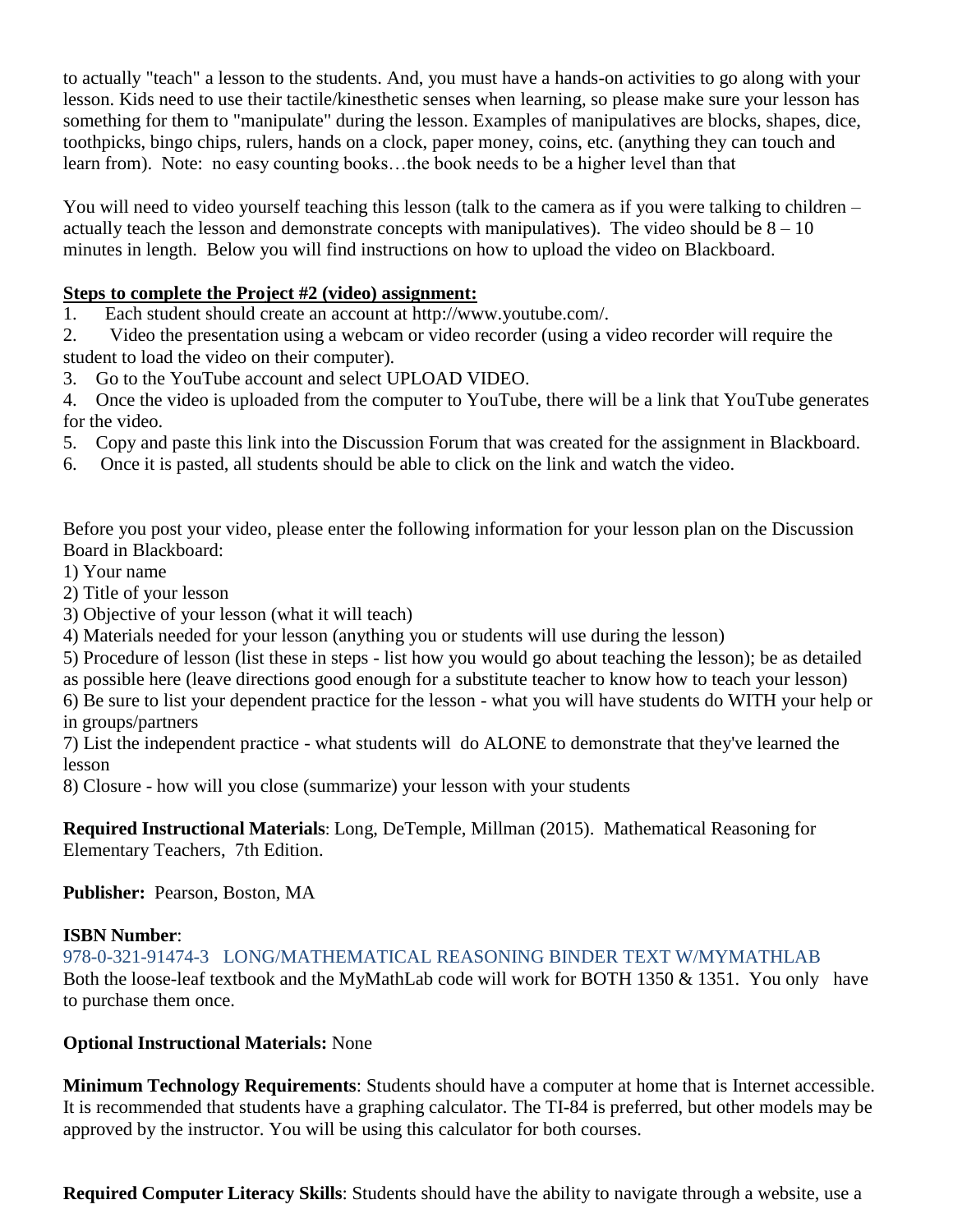to actually "teach" a lesson to the students. And, you must have a hands-on activities to go along with your lesson. Kids need to use their tactile/kinesthetic senses when learning, so please make sure your lesson has something for them to "manipulate" during the lesson. Examples of manipulatives are blocks, shapes, dice, toothpicks, bingo chips, rulers, hands on a clock, paper money, coins, etc. (anything they can touch and learn from). Note: no easy counting books…the book needs to be a higher level than that

You will need to video yourself teaching this lesson (talk to the camera as if you were talking to children – actually teach the lesson and demonstrate concepts with manipulatives). The video should be 8 – 10 minutes in length. Below you will find instructions on how to upload the video on Blackboard.

**Steps to complete the Project #2 (video) assignment:**

1. Each student should create an account at http://www.youtube.com/.
2. Video the presentation using a webcam or video recorder (using a video recorder will require the student to load the video on their computer).
3. Go to the YouTube account and select UPLOAD VIDEO.
4. Once the video is uploaded from the computer to YouTube, there will be a link that YouTube generates for the video.
5. Copy and paste this link into the Discussion Forum that was created for the assignment in Blackboard.
6. Once it is pasted, all students should be able to click on the link and watch the video.

Before you post your video, please enter the following information for your lesson plan on the Discussion Board in Blackboard:

1) Your name
2) Title of your lesson
3) Objective of your lesson (what it will teach)
4) Materials needed for your lesson (anything you or students will use during the lesson)
5) Procedure of lesson (list these in steps - list how you would go about teaching the lesson); be as detailed as possible here (leave directions good enough for a substitute teacher to know how to teach your lesson)
6) Be sure to list your dependent practice for the lesson - what you will have students do WITH your help or in groups/partners
7) List the independent practice - what students will do ALONE to demonstrate that they've learned the lesson
8) Closure - how will you close (summarize) your lesson with your students

**Required Instructional Materials**: Long, DeTemple, Millman (2015). Mathematical Reasoning for Elementary Teachers, 7th Edition.

**Publisher:** Pearson, Boston, MA

**ISBN Number**:
978-0-321-91474-3 LONG/MATHEMATICAL REASONING BINDER TEXT W/MYMATHLAB
Both the loose-leaf textbook and the MyMathLab code will work for BOTH 1350 & 1351. You only have to purchase them once.

**Optional Instructional Materials:** None

**Minimum Technology Requirements**: Students should have a computer at home that is Internet accessible. It is recommended that students have a graphing calculator. The TI-84 is preferred, but other models may be approved by the instructor. You will be using this calculator for both courses.

**Required Computer Literacy Skills**: Students should have the ability to navigate through a website, use a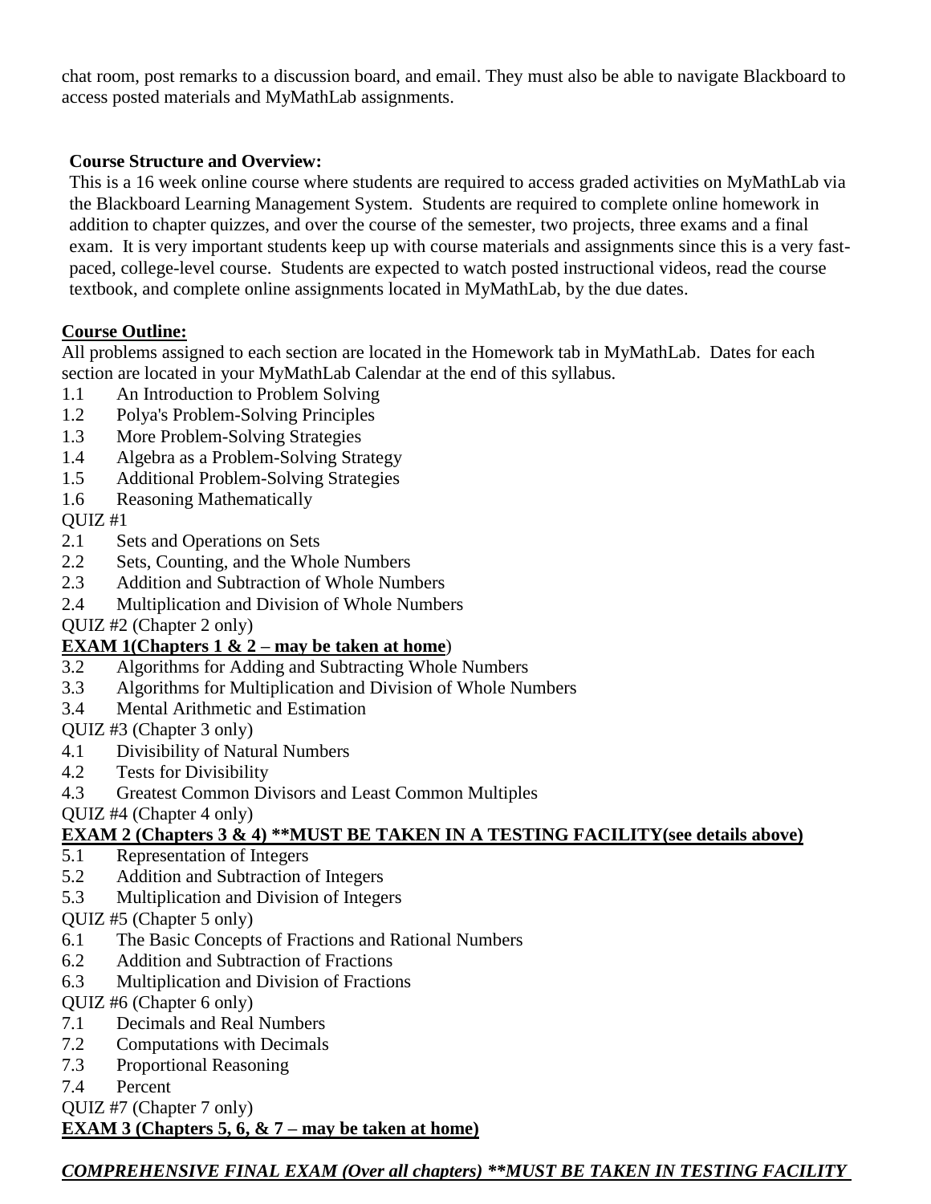chat room, post remarks to a discussion board, and email. They must also be able to navigate Blackboard to access posted materials and MyMathLab assignments.

**Course Structure and Overview:**
This is a 16 week online course where students are required to access graded activities on MyMathLab via the Blackboard Learning Management System. Students are required to complete online homework in addition to chapter quizzes, and over the course of the semester, two projects, three exams and a final exam. It is very important students keep up with course materials and assignments since this is a very fast-paced, college-level course. Students are expected to watch posted instructional videos, read the course textbook, and complete online assignments located in MyMathLab, by the due dates.

**Course Outline:**

All problems assigned to each section are located in the Homework tab in MyMathLab. Dates for each section are located in your MyMathLab Calendar at the end of this syllabus.

1.1 An Introduction to Problem Solving
1.2 Polya's Problem-Solving Principles
1.3 More Problem-Solving Strategies
1.4 Algebra as a Problem-Solving Strategy
1.5 Additional Problem-Solving Strategies
1.6 Reasoning Mathematically
QUIZ #1
2.1 Sets and Operations on Sets
2.2 Sets, Counting, and the Whole Numbers
2.3 Addition and Subtraction of Whole Numbers
2.4 Multiplication and Division of Whole Numbers
QUIZ #2 (Chapter 2 only)
**EXAM 1(Chapters 1 & 2 – may be taken at home**)
3.2 Algorithms for Adding and Subtracting Whole Numbers
3.3 Algorithms for Multiplication and Division of Whole Numbers
3.4 Mental Arithmetic and Estimation
QUIZ #3 (Chapter 3 only)
4.1 Divisibility of Natural Numbers
4.2 Tests for Divisibility
4.3 Greatest Common Divisors and Least Common Multiples
QUIZ #4 (Chapter 4 only)
**EXAM 2 (Chapters 3 & 4) **MUST BE TAKEN IN A TESTING FACILITY(see details above)**
5.1 Representation of Integers
5.2 Addition and Subtraction of Integers
5.3 Multiplication and Division of Integers
QUIZ #5 (Chapter 5 only)
6.1 The Basic Concepts of Fractions and Rational Numbers
6.2 Addition and Subtraction of Fractions
6.3 Multiplication and Division of Fractions
QUIZ #6 (Chapter 6 only)
7.1 Decimals and Real Numbers
7.2 Computations with Decimals
7.3 Proportional Reasoning
7.4 Percent
QUIZ #7 (Chapter 7 only)
**EXAM 3 (Chapters 5, 6, & 7 – may be taken at home)**

***COMPREHENSIVE FINAL EXAM (Over all chapters) **MUST BE TAKEN IN TESTING FACILITY***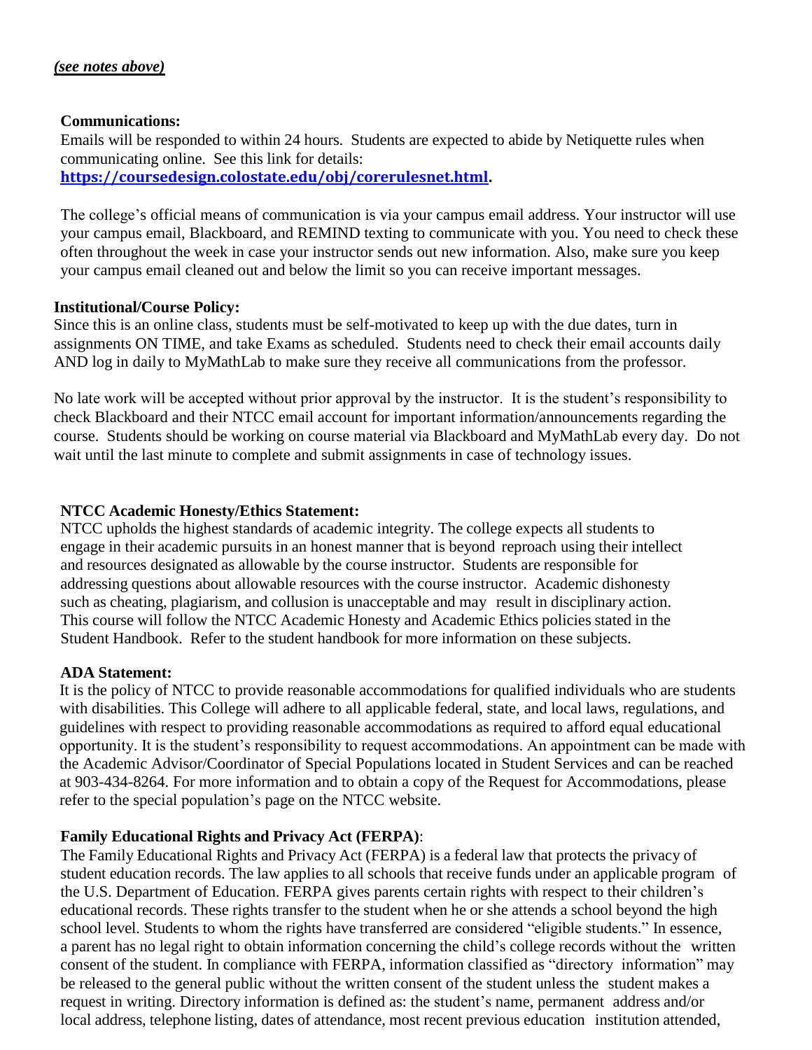***(see notes above)***

**Communications:**

Emails will be responded to within 24 hours. Students are expected to abide by Netiquette rules when communicating online. See this link for details: **https://coursedesign.colostate.edu/obj/corerulesnet.html.**

The college's official means of communication is via your campus email address. Your instructor will use your campus email, Blackboard, and REMIND texting to communicate with you. You need to check these often throughout the week in case your instructor sends out new information. Also, make sure you keep your campus email cleaned out and below the limit so you can receive important messages.

**Institutional/Course Policy:**

Since this is an online class, students must be self-motivated to keep up with the due dates, turn in assignments ON TIME, and take Exams as scheduled. Students need to check their email accounts daily AND log in daily to MyMathLab to make sure they receive all communications from the professor.

No late work will be accepted without prior approval by the instructor. It is the student's responsibility to check Blackboard and their NTCC email account for important information/announcements regarding the course. Students should be working on course material via Blackboard and MyMathLab every day. Do not wait until the last minute to complete and submit assignments in case of technology issues.

**NTCC Academic Honesty/Ethics Statement:**

NTCC upholds the highest standards of academic integrity. The college expects all students to engage in their academic pursuits in an honest manner that is beyond reproach using their intellect and resources designated as allowable by the course instructor. Students are responsible for addressing questions about allowable resources with the course instructor. Academic dishonesty such as cheating, plagiarism, and collusion is unacceptable and may result in disciplinary action. This course will follow the NTCC Academic Honesty and Academic Ethics policies stated in the Student Handbook. Refer to the student handbook for more information on these subjects.

**ADA Statement:**

It is the policy of NTCC to provide reasonable accommodations for qualified individuals who are students with disabilities. This College will adhere to all applicable federal, state, and local laws, regulations, and guidelines with respect to providing reasonable accommodations as required to afford equal educational opportunity. It is the student's responsibility to request accommodations. An appointment can be made with the Academic Advisor/Coordinator of Special Populations located in Student Services and can be reached at 903-434-8264. For more information and to obtain a copy of the Request for Accommodations, please refer to the special population's page on the NTCC website.

**Family Educational Rights and Privacy Act (FERPA)**:

The Family Educational Rights and Privacy Act (FERPA) is a federal law that protects the privacy of student education records. The law applies to all schools that receive funds under an applicable program of the U.S. Department of Education. FERPA gives parents certain rights with respect to their children's educational records. These rights transfer to the student when he or she attends a school beyond the high school level. Students to whom the rights have transferred are considered "eligible students." In essence, a parent has no legal right to obtain information concerning the child's college records without the written consent of the student. In compliance with FERPA, information classified as "directory information" may be released to the general public without the written consent of the student unless the student makes a request in writing. Directory information is defined as: the student's name, permanent address and/or local address, telephone listing, dates of attendance, most recent previous education institution attended,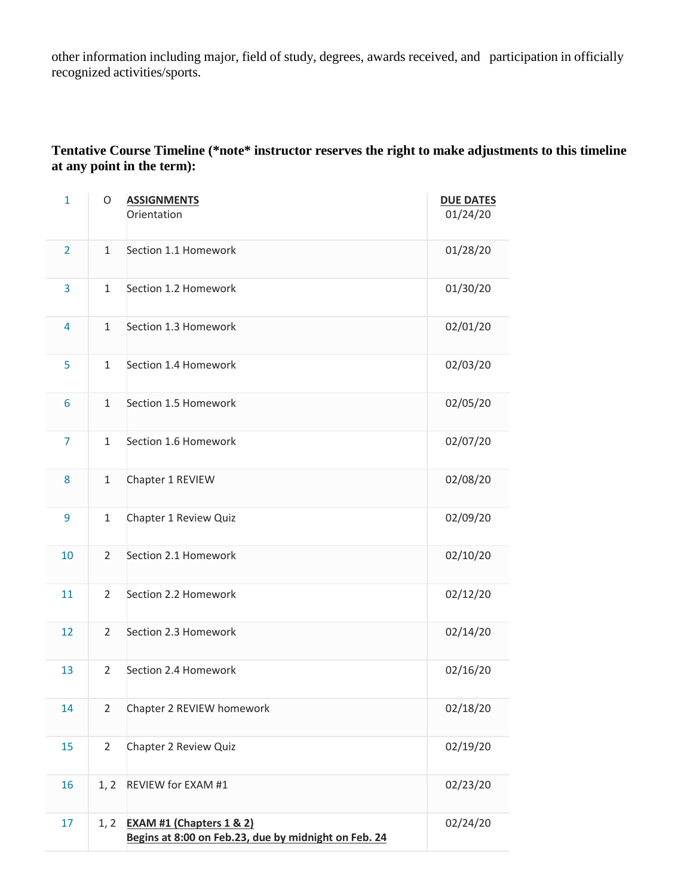other information including major, field of study, degrees, awards received, and participation in officially recognized activities/sports.

**Tentative Course Timeline (*note* instructor reserves the right to make adjustments to this timeline at any point in the term):**

| | | | |
|---|---|---|---|
| 1 | O | **ASSIGNMENTS**<br>Orientation | **DUE DATES**<br>01/24/20 |
| 2 | 1 | Section 1.1 Homework | 01/28/20 |
| 3 | 1 | Section 1.2 Homework | 01/30/20 |
| 4 | 1 | Section 1.3 Homework | 02/01/20 |
| 5 | 1 | Section 1.4 Homework | 02/03/20 |
| 6 | 1 | Section 1.5 Homework | 02/05/20 |
| 7 | 1 | Section 1.6 Homework | 02/07/20 |
| 8 | 1 | Chapter 1 REVIEW | 02/08/20 |
| 9 | 1 | Chapter 1 Review Quiz | 02/09/20 |
| 10 | 2 | Section 2.1 Homework | 02/10/20 |
| 11 | 2 | Section 2.2 Homework | 02/12/20 |
| 12 | 2 | Section 2.3 Homework | 02/14/20 |
| 13 | 2 | Section 2.4 Homework | 02/16/20 |
| 14 | 2 | Chapter 2 REVIEW homework | 02/18/20 |
| 15 | 2 | Chapter 2 Review Quiz | 02/19/20 |
| 16 | 1, 2 | REVIEW for EXAM #1 | 02/23/20 |
| 17 | 1, 2 | **EXAM #1 (Chapters 1 & 2)**<br>**Begins at 8:00 on Feb.23, due by midnight on Feb. 24** | 02/24/20 |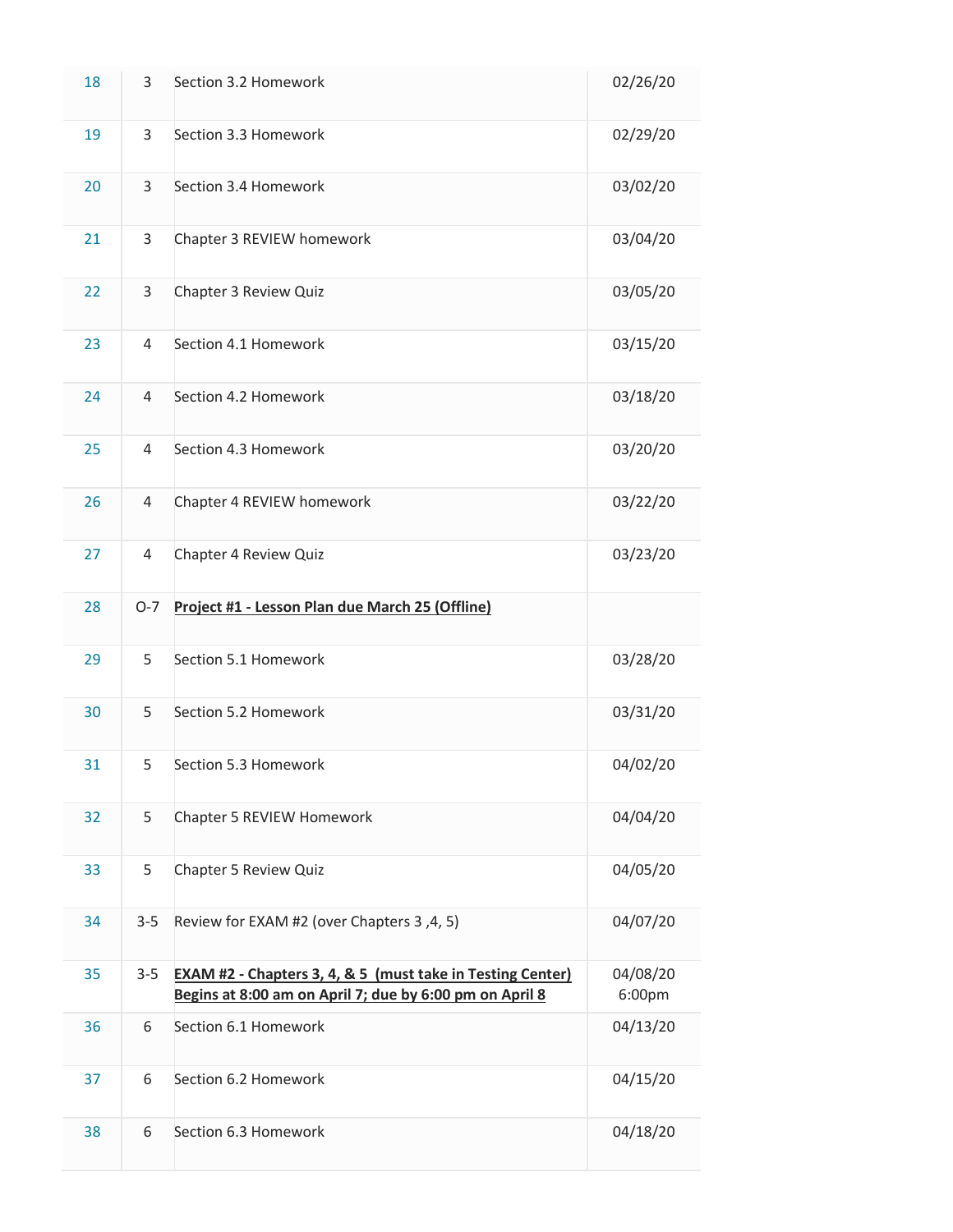| | | | |
|---|---|---|---|
| 18 | 3 | Section 3.2 Homework | 02/26/20 |
| 19 | 3 | Section 3.3 Homework | 02/29/20 |
| 20 | 3 | Section 3.4 Homework | 03/02/20 |
| 21 | 3 | Chapter 3 REVIEW homework | 03/04/20 |
| 22 | 3 | Chapter 3 Review Quiz | 03/05/20 |
| 23 | 4 | Section 4.1 Homework | 03/15/20 |
| 24 | 4 | Section 4.2 Homework | 03/18/20 |
| 25 | 4 | Section 4.3 Homework | 03/20/20 |
| 26 | 4 | Chapter 4 REVIEW homework | 03/22/20 |
| 27 | 4 | Chapter 4 Review Quiz | 03/23/20 |
| 28 | O-7 | **Project #1 - Lesson Plan due March 25 (Offline)** | |
| 29 | 5 | Section 5.1 Homework | 03/28/20 |
| 30 | 5 | Section 5.2 Homework | 03/31/20 |
| 31 | 5 | Section 5.3 Homework | 04/02/20 |
| 32 | 5 | Chapter 5 REVIEW Homework | 04/04/20 |
| 33 | 5 | Chapter 5 Review Quiz | 04/05/20 |
| 34 | 3-5 | Review for EXAM #2 (over Chapters 3 ,4, 5) | 04/07/20 |
| 35 | 3-5 | **EXAM #2 - Chapters 3, 4, & 5 (must take in Testing Center) Begins at 8:00 am on April 7; due by 6:00 pm on April 8** | 04/08/20 6:00pm |
| 36 | 6 | Section 6.1 Homework | 04/13/20 |
| 37 | 6 | Section 6.2 Homework | 04/15/20 |
| 38 | 6 | Section 6.3 Homework | 04/18/20 |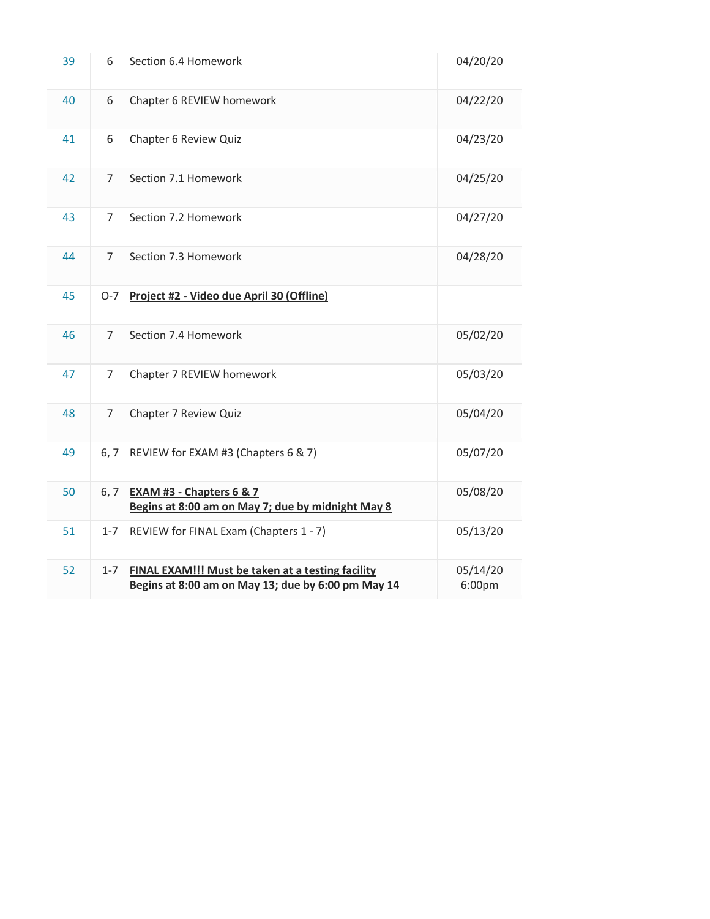| | | | |
|---|---|---|---|
| 39 | 6 | Section 6.4 Homework | 04/20/20 |
| 40 | 6 | Chapter 6 REVIEW homework | 04/22/20 |
| 41 | 6 | Chapter 6 Review Quiz | 04/23/20 |
| 42 | 7 | Section 7.1 Homework | 04/25/20 |
| 43 | 7 | Section 7.2 Homework | 04/27/20 |
| 44 | 7 | Section 7.3 Homework | 04/28/20 |
| 45 | O-7 | **Project #2 - Video due April 30 (Offline)** | |
| 46 | 7 | Section 7.4 Homework | 05/02/20 |
| 47 | 7 | Chapter 7 REVIEW homework | 05/03/20 |
| 48 | 7 | Chapter 7 Review Quiz | 05/04/20 |
| 49 | 6, 7 | REVIEW for EXAM #3 (Chapters 6 & 7) | 05/07/20 |
| 50 | 6, 7 | **EXAM #3 - Chapters 6 & 7** **Begins at 8:00 am on May 7; due by midnight May 8** | 05/08/20 |
| 51 | 1-7 | REVIEW for FINAL Exam (Chapters 1 - 7) | 05/13/20 |
| 52 | 1-7 | **FINAL EXAM!!! Must be taken at a testing facility** **Begins at 8:00 am on May 13; due by 6:00 pm May 14** | 05/14/20 6:00pm |